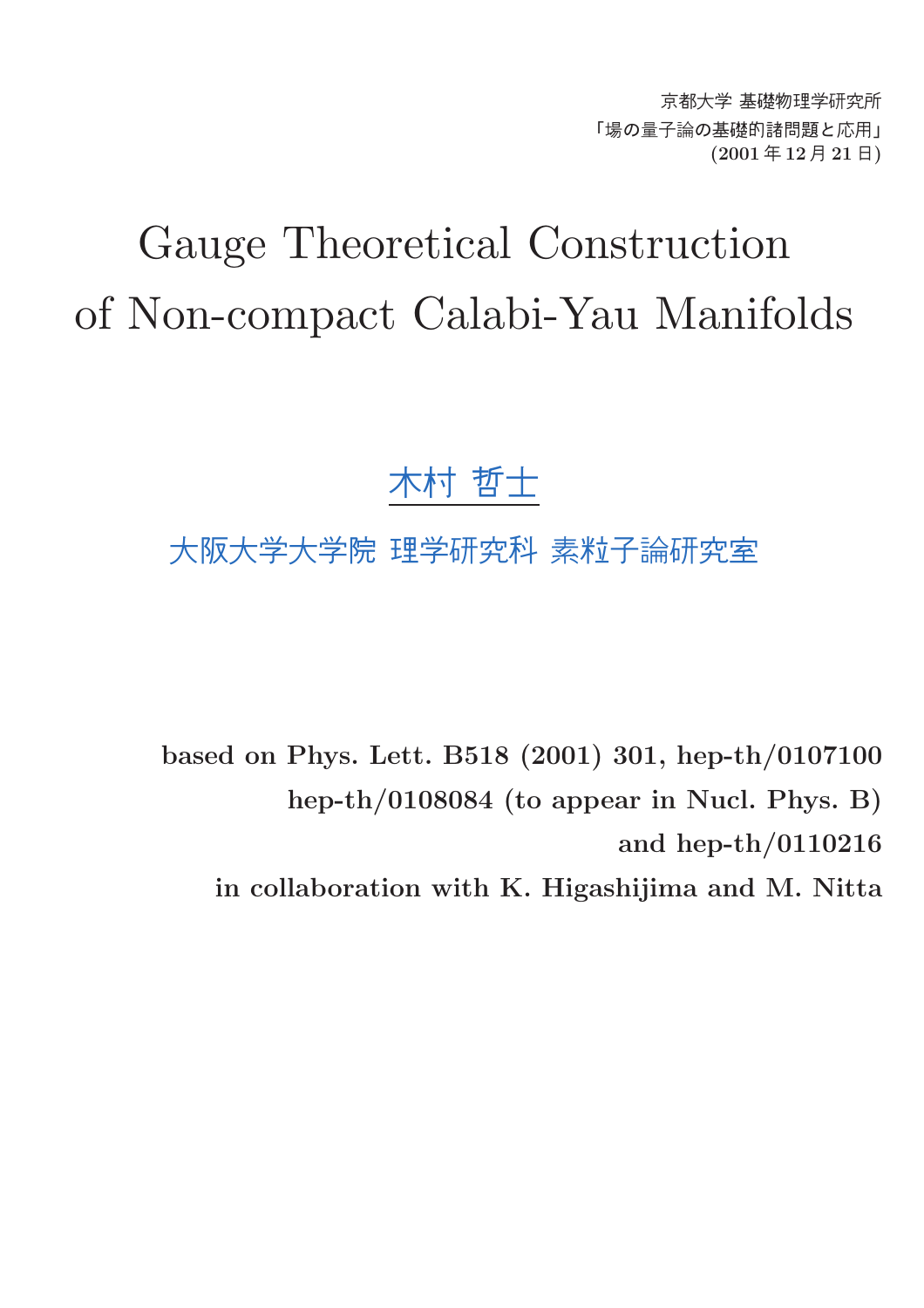京都大学 基礎物理学研究所
「場の量子論の基礎的諸問題と応用」
(2001 年 12 月 21 日)

# Gauge Theoretical Construction of Non-compact Calabi-Yau Manifolds

木村 哲士

大阪大学大学院 理学研究科 素粒子論研究室

**based on Phys. Lett. B518 (2001) 301, hep-th/0107100**
**hep-th/0108084 (to appear in Nucl. Phys. B)**
**and hep-th/0110216**
**in collaboration with K. Higashijima and M. Nitta**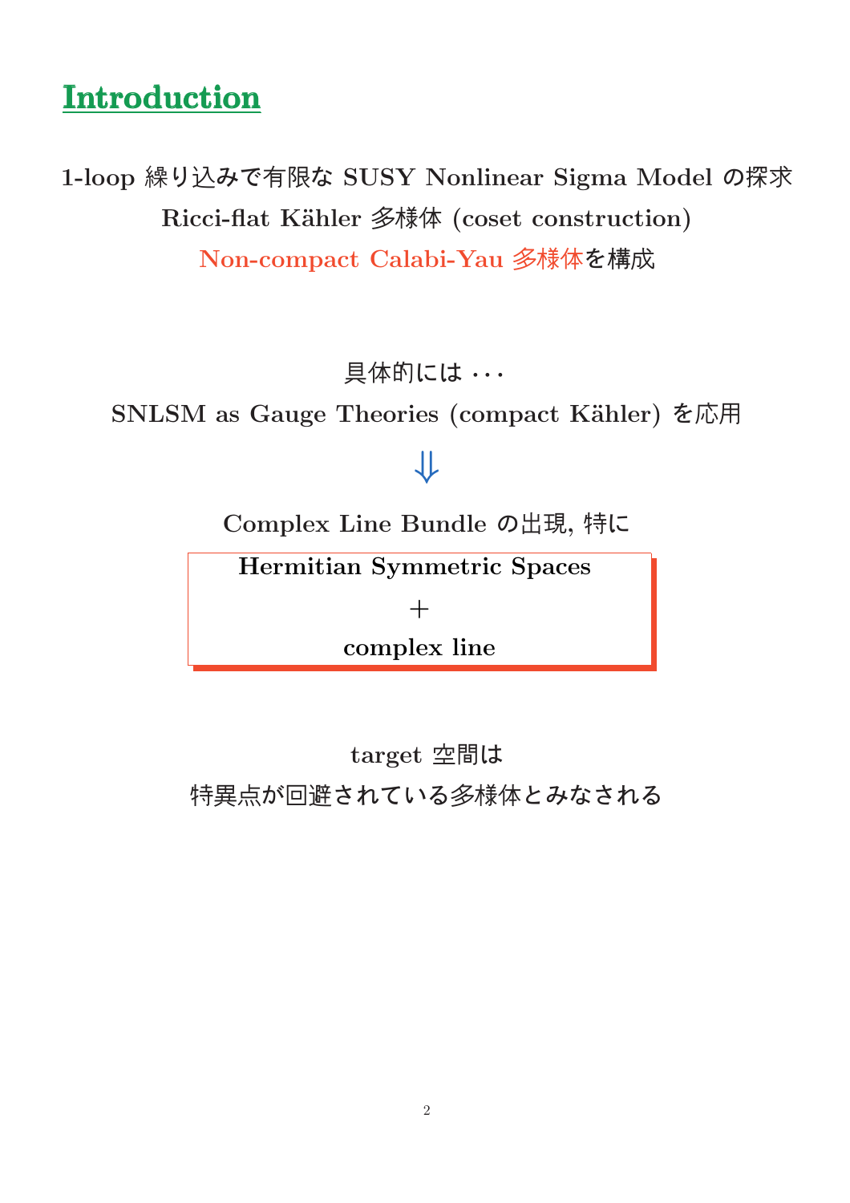# Introduction

**1-loop 繰り込みで有限な SUSY Nonlinear Sigma Model の探求**

**Ricci-flat Kähler 多様体 (coset construction)**

**Non-compact Calabi-Yau 多様体を構成**

具体的には · · ·

**SNLSM as Gauge Theories (compact Kähler) を応用**

$\Downarrow$

**Complex Line Bundle の出現, 特に**

**Hermitian Symmetric Spaces**

$+$

**complex line**

**target 空間は**

特異点が回避されている多様体とみなされる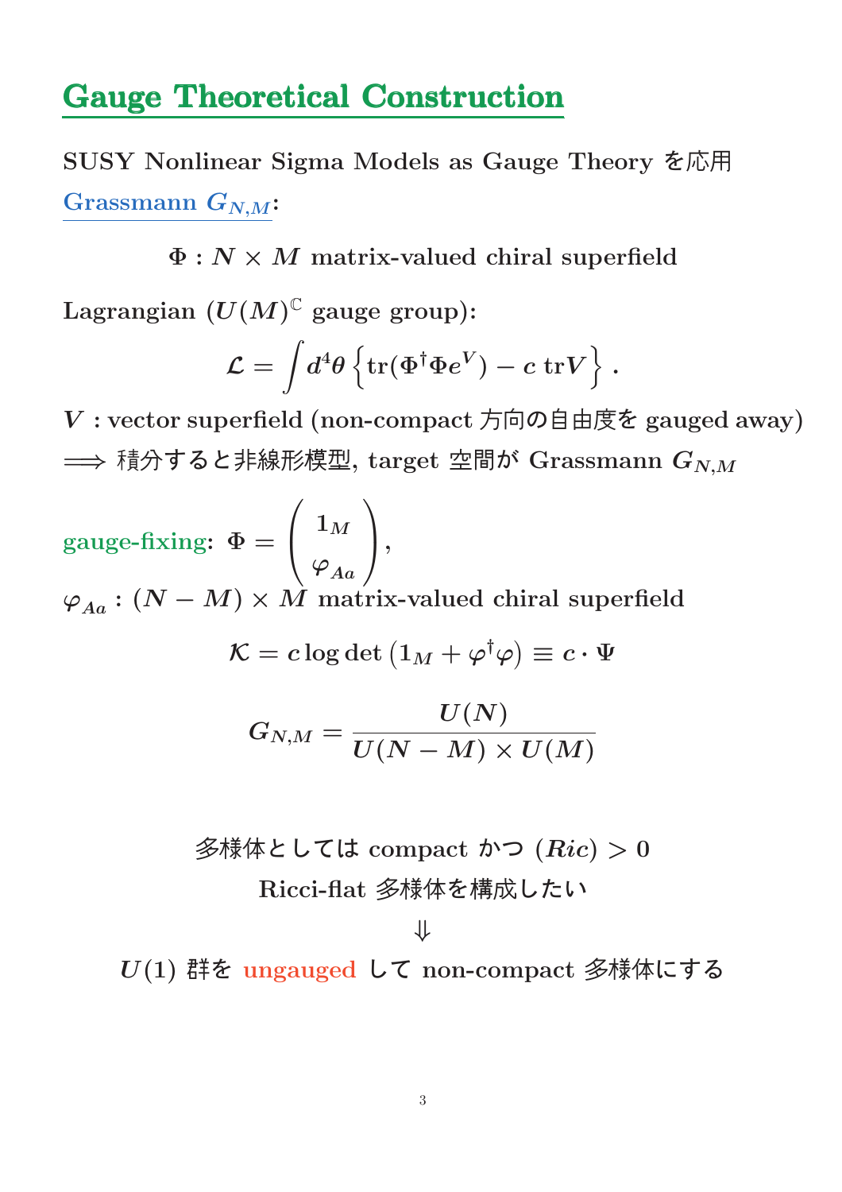# Gauge Theoretical Construction

SUSY Nonlinear Sigma Models as Gauge Theory を応用

Grassmann $G_{N,M}$:

$$\Phi : N \times M \text{ matrix-valued chiral superfield}$$

Lagrangian ($U(M)^{\mathbb{C}}$ gauge group):

$$\mathcal{L} = \int d^4\theta \left\{ \mathrm{tr}(\Phi^\dagger \Phi e^V) - c\, \mathrm{tr} V \right\} .$$

$V$ : vector superfield (non-compact 方向の自由度を gauged away)

$\Longrightarrow$ 積分すると非線形模型, target 空間が Grassmann $G_{N,M}$

gauge-fixing: $\Phi = \begin{pmatrix} \mathbf{1}_M \\ \varphi_{Aa} \end{pmatrix}$,

$\varphi_{Aa}$ : $(N-M) \times M$ matrix-valued chiral superfield

$$\mathcal{K} = c \log \det \left( \mathbf{1}_M + \varphi^\dagger \varphi \right) \equiv c \cdot \Psi$$

$$G_{N,M} = \frac{U(N)}{U(N-M) \times U(M)}$$

多様体としては compact かつ $(Ric) > 0$

Ricci-flat 多様体を構成したい

$\Downarrow$

$U(1)$ 群を ungauged して non-compact 多様体にする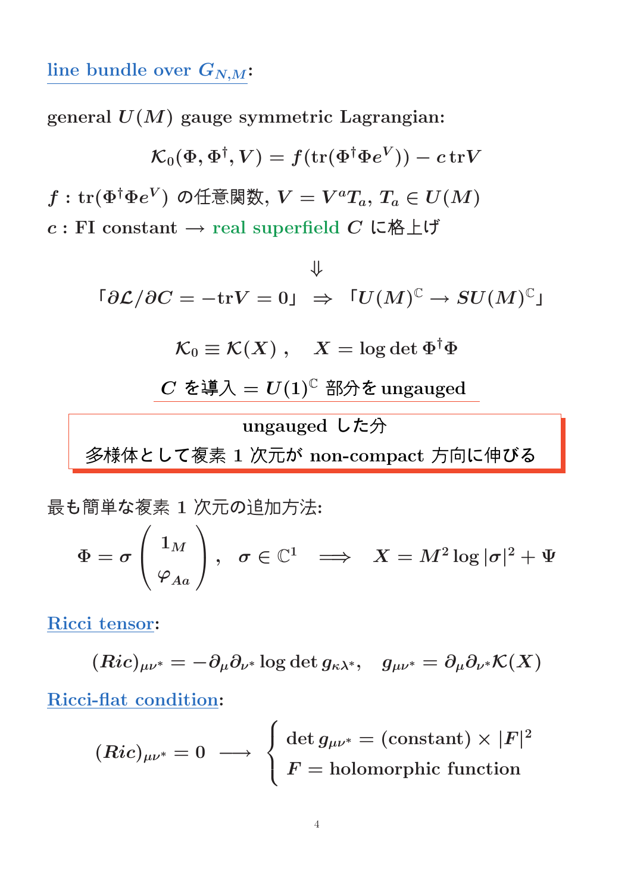## line bundle over $G_{N,M}$:

general $U(M)$ gauge symmetric Lagrangian:

$$\mathcal{K}_0(\Phi, \Phi^\dagger, V) = f(\mathrm{tr}(\Phi^\dagger \Phi e^V)) - c\,\mathrm{tr}V$$

$f$ : $\mathrm{tr}(\Phi^\dagger \Phi e^V)$ の任意関数, $V = V^a T_a$, $T_a \in U(M)$

$c$ : FI constant $\longrightarrow$ real superfield $C$ に格上げ

$$\Downarrow$$

$$「\partial\mathcal{L}/\partial C = -\mathrm{tr}V = 0」 \;\Rightarrow\; 「U(M)^{\mathbb{C}} \rightarrow SU(M)^{\mathbb{C}}」$$

$$\mathcal{K}_0 \equiv \mathcal{K}(X)\,, \quad X = \log\det\Phi^\dagger\Phi$$

$C$ を導入 $=$ $U(1)^{\mathbb{C}}$ 部分を ungauged

> ungauged した分
> 多様体として複素 1 次元が non-compact 方向に伸びる

最も簡単な複素 1 次元の追加方法:

$$\Phi = \sigma \begin{pmatrix} 1_M \\ \varphi_{Aa} \end{pmatrix}, \quad \sigma \in \mathbb{C}^1 \quad \Longrightarrow \quad X = M^2 \log|\sigma|^2 + \Psi$$

## Ricci tensor:

$$(Ric)_{\mu\nu^*} = -\partial_\mu \partial_{\nu^*} \log\det g_{\kappa\lambda^*}, \quad g_{\mu\nu^*} = \partial_\mu \partial_{\nu^*} \mathcal{K}(X)$$

## Ricci-flat condition:

$$(Ric)_{\mu\nu^*} = 0 \;\longrightarrow\; \begin{cases} \det g_{\mu\nu^*} = (\text{constant}) \times |F|^2 \\ F = \text{holomorphic function} \end{cases}$$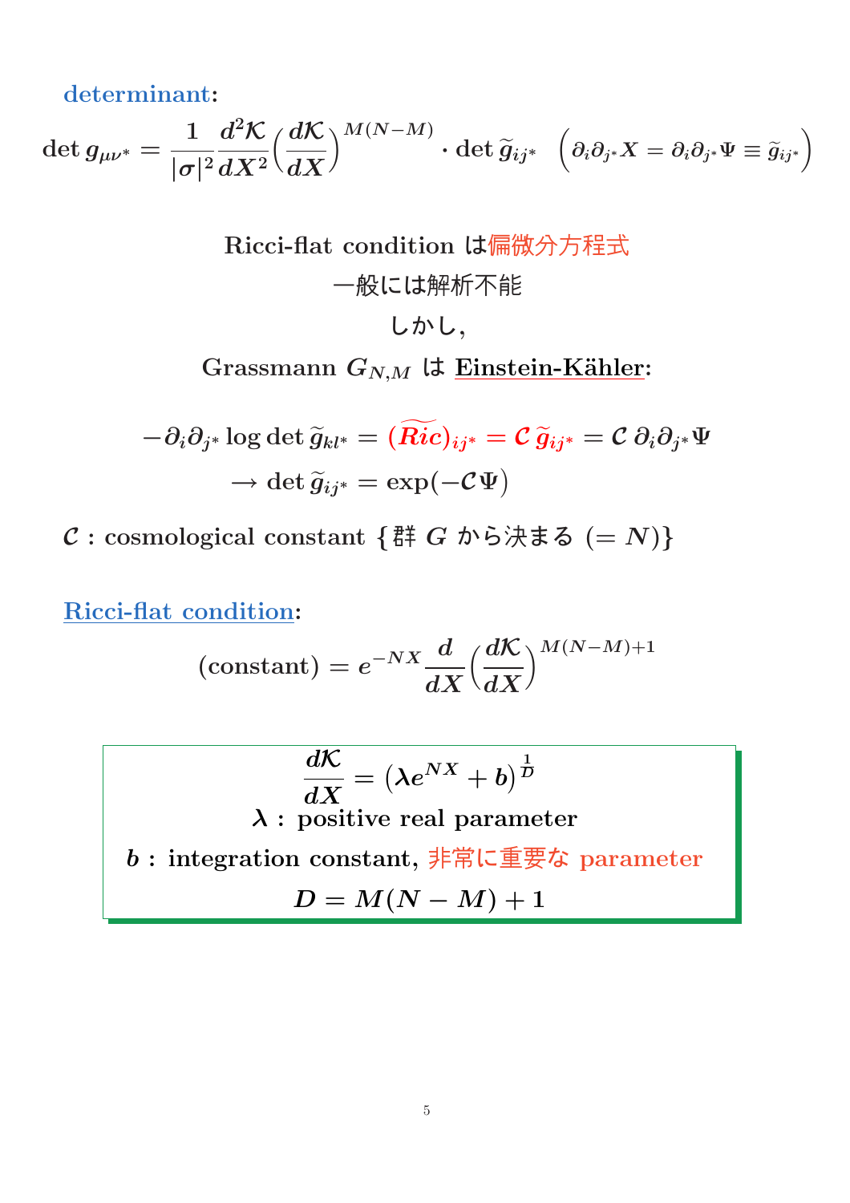**determinant**:

$$\det g_{\mu\nu^*} = \frac{1}{|\sigma|^2}\frac{d^2\mathcal{K}}{dX^2}\Big(\frac{d\mathcal{K}}{dX}\Big)^{M(N-M)} \cdot \det \widetilde{g}_{ij^*} \quad \Big(\partial_i\partial_{j^*}X = \partial_i\partial_{j^*}\Psi \equiv \widetilde{g}_{ij^*}\Big)$$

Ricci-flat condition は偏微分方程式

一般には解析不能

しかし,

Grassmann $G_{N,M}$ は <u>Einstein-Kähler</u>:

$$-\partial_i\partial_{j^*}\log\det\widetilde{g}_{kl^*} = (\widetilde{Ric})_{ij^*} = \mathcal{C}\,\widetilde{g}_{ij^*} = \mathcal{C}\,\partial_i\partial_{j^*}\Psi$$

$$\rightarrow \det\widetilde{g}_{ij^*} = \exp(-\mathcal{C}\Psi)$$

$\mathcal{C}$ : cosmological constant {群 $G$ から決まる $(=N)$}

<u>**Ricci-flat condition**</u>:

$$(\text{constant}) = e^{-NX}\frac{d}{dX}\Big(\frac{d\mathcal{K}}{dX}\Big)^{M(N-M)+1}$$

$$\frac{d\mathcal{K}}{dX} = \big(\lambda e^{NX} + b\big)^{\frac{1}{D}}$$

$\lambda$ : positive real parameter

$b$ : integration constant, 非常に重要な parameter

$$D = M(N-M)+1$$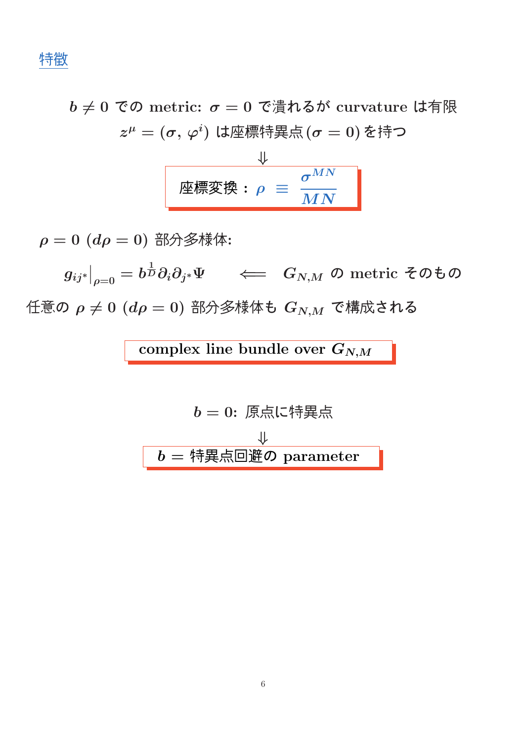## 特徴

$b \neq 0$ での metric: $\sigma = 0$ で潰れるが curvature は有限

$z^\mu = (\sigma, \varphi^i)$ は座標特異点 $(\sigma = 0)$ を持つ

$\Downarrow$

**座標変換：$\rho \equiv \dfrac{\sigma^{MN}}{MN}$**

$\rho = 0$ $(d\rho = 0)$ 部分多様体:

$$g_{ij^*}\big|_{\rho=0} = b^{\frac{1}{D}} \partial_i \partial_{j^*} \Psi \qquad \Longleftarrow \qquad G_{N,M} \text{ の metric そのもの}$$

任意の $\rho \neq 0$ $(d\rho = 0)$ 部分多様体も $G_{N,M}$ で構成される

**complex line bundle over $G_{N,M}$**

$b = 0$: 原点に特異点

$\Downarrow$

**$b =$ 特異点回避の parameter**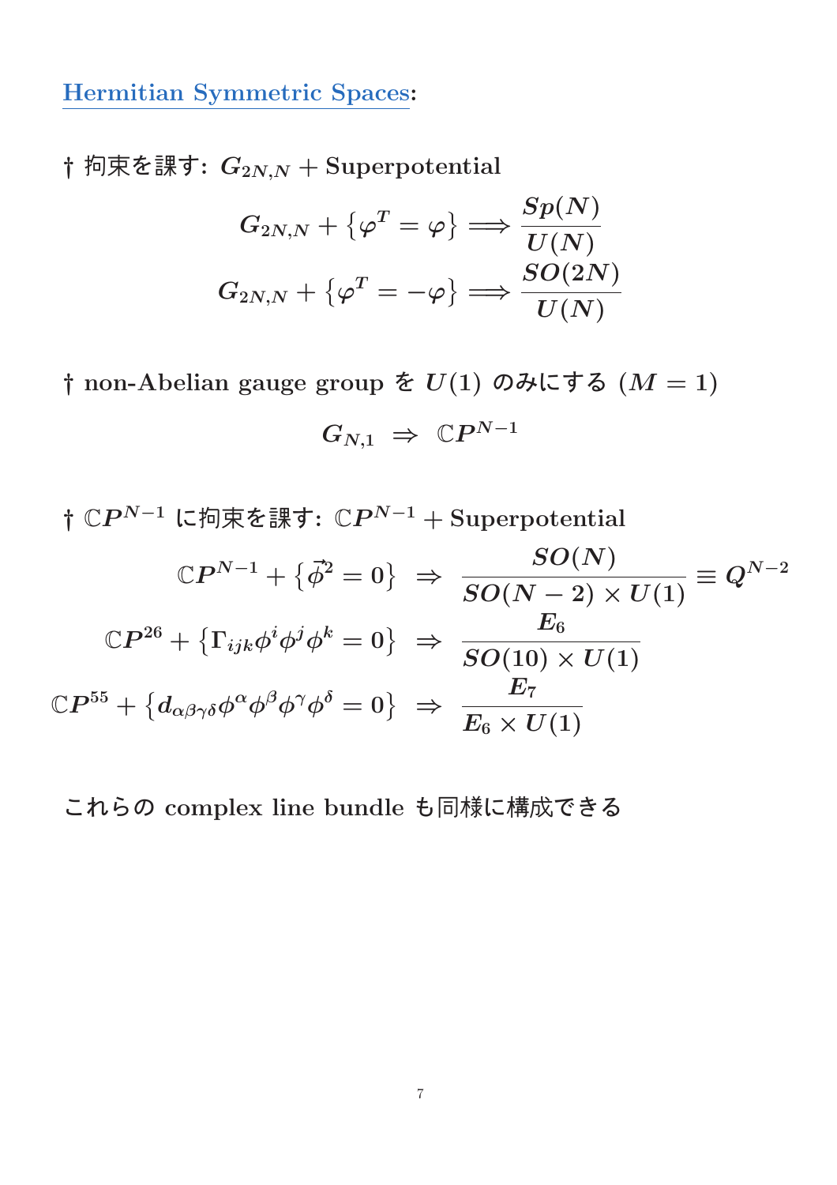## Hermitian Symmetric Spaces:

† 拘束を課す: $G_{2N,N}$ + Superpotential

$$G_{2N,N} + \{\varphi^T = \varphi\} \Longrightarrow \frac{Sp(N)}{U(N)}$$

$$G_{2N,N} + \{\varphi^T = -\varphi\} \Longrightarrow \frac{SO(2N)}{U(N)}$$

† non-Abelian gauge group を $U(1)$ のみにする $(M = 1)$

$$G_{N,1} \;\Rightarrow\; \mathbb{C}P^{N-1}$$

† $\mathbb{C}P^{N-1}$ に拘束を課す: $\mathbb{C}P^{N-1}$ + Superpotential

$$\mathbb{C}P^{N-1} + \{\vec{\phi}^2 = 0\} \;\Rightarrow\; \frac{SO(N)}{SO(N-2) \times U(1)} \equiv Q^{N-2}$$

$$\mathbb{C}P^{26} + \{\Gamma_{ijk}\phi^i\phi^j\phi^k = 0\} \;\Rightarrow\; \frac{E_6}{SO(10) \times U(1)}$$

$$\mathbb{C}P^{55} + \{d_{\alpha\beta\gamma\delta}\phi^\alpha\phi^\beta\phi^\gamma\phi^\delta = 0\} \;\Rightarrow\; \frac{E_7}{E_6 \times U(1)}$$

これらの complex line bundle も同様に構成できる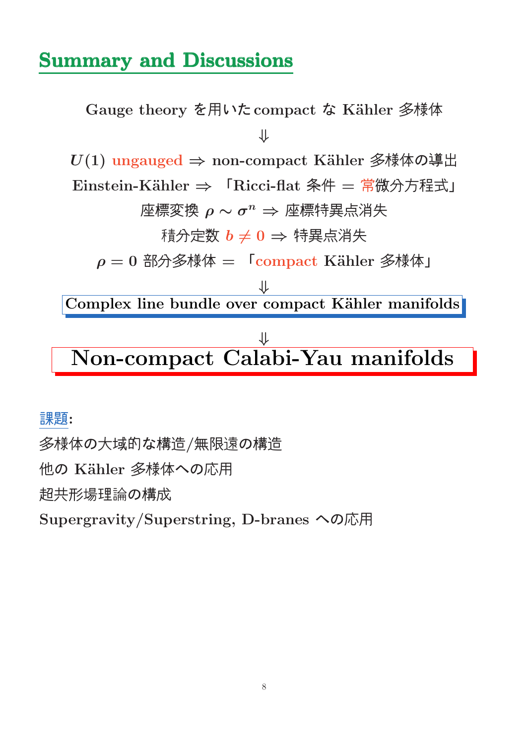# Summary and Discussions

Gauge theory を用いた compact な Kähler 多様体

$\Downarrow$

$U(1)$ ungauged $\Rightarrow$ non-compact Kähler 多様体の導出

Einstein-Kähler $\Rightarrow$ 「Ricci-flat 条件 $=$ 常微分方程式」

座標変換 $\rho \sim \sigma^n$ $\Rightarrow$ 座標特異点消失

積分定数 $b \neq 0$ $\Rightarrow$ 特異点消失

$\rho = 0$ 部分多様体 $=$ 「compact Kähler 多様体」

$\Downarrow$

**Complex line bundle over compact Kähler manifolds**

$\Downarrow$

## Non-compact Calabi-Yau manifolds

課題:

多様体の大域的な構造/無限遠の構造

他の Kähler 多様体への応用

超共形場理論の構成

Supergravity/Superstring, D-branes への応用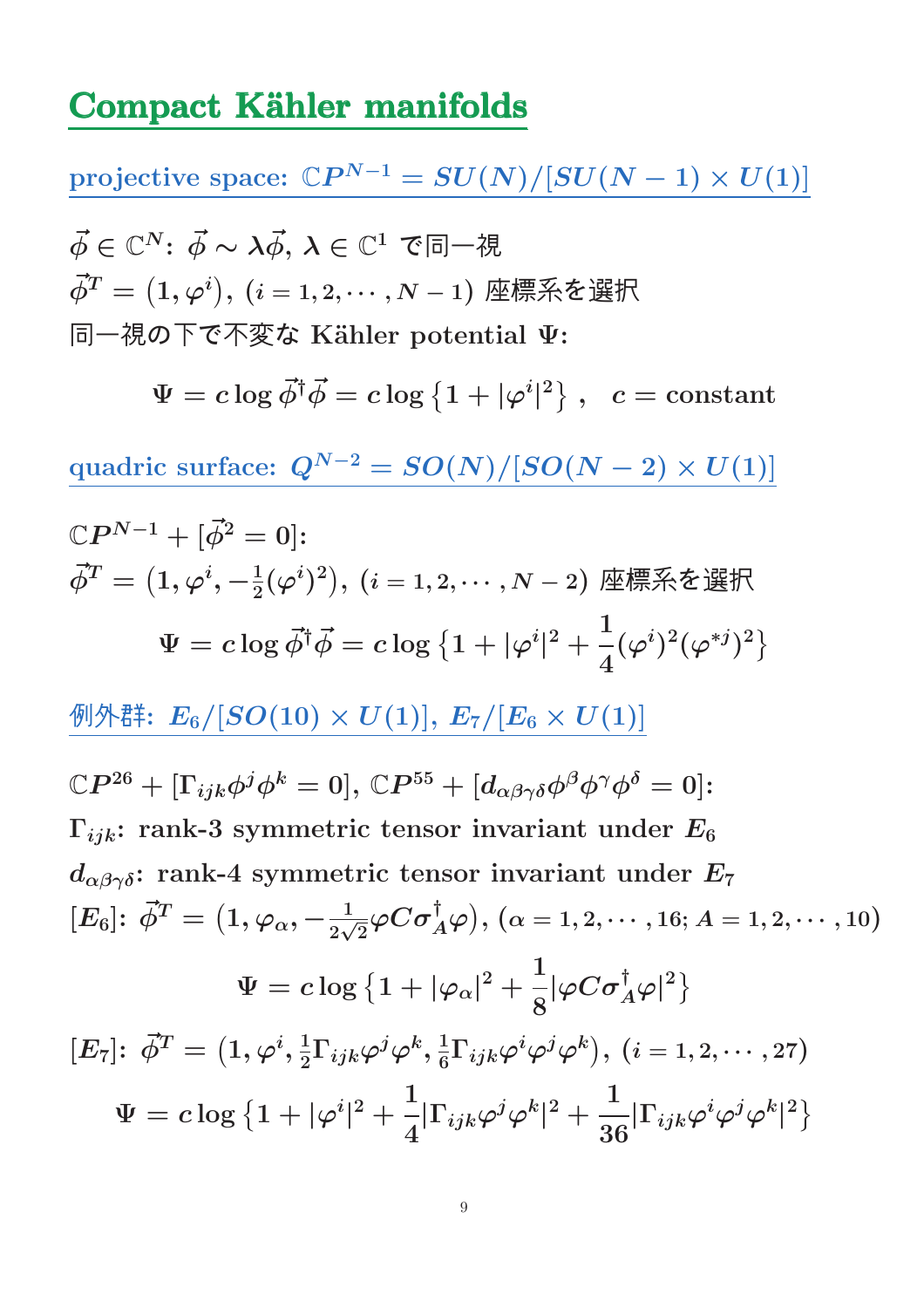# Compact Kähler manifolds

## projective space: $\mathbb{C}P^{N-1} = SU(N)/[SU(N-1)\times U(1)]$

$\vec{\phi} \in \mathbb{C}^N$: $\vec{\phi} \sim \lambda\vec{\phi}$, $\lambda \in \mathbb{C}^1$ で同一視

$\vec{\phi}^T = \left(1, \varphi^i\right)$, $(i = 1, 2, \cdots, N-1)$ 座標系を選択

同一視の下で不変な Kähler potential $\Psi$:

$$\Psi = c \log \vec{\phi}^\dagger \vec{\phi} = c \log\left\{1 + |\varphi^i|^2\right\}, \quad c = \text{constant}$$

## quadric surface: $Q^{N-2} = SO(N)/[SO(N-2)\times U(1)]$

$\mathbb{C}P^{N-1} + [\vec{\phi}^2 = 0]$:

$\vec{\phi}^T = \left(1, \varphi^i, -\frac{1}{2}(\varphi^i)^2\right)$, $(i = 1, 2, \cdots, N-2)$ 座標系を選択

$$\Psi = c \log \vec{\phi}^\dagger \vec{\phi} = c \log\left\{1 + |\varphi^i|^2 + \frac{1}{4}(\varphi^i)^2(\varphi^{*j})^2\right\}$$

## 例外群: $E_6/[SO(10)\times U(1)]$, $E_7/[E_6 \times U(1)]$

$\mathbb{C}P^{26} + [\Gamma_{ijk}\phi^j\phi^k = 0]$, $\mathbb{C}P^{55} + [d_{\alpha\beta\gamma\delta}\phi^\beta\phi^\gamma\phi^\delta = 0]$:

$\Gamma_{ijk}$: rank-3 symmetric tensor invariant under $E_6$

$d_{\alpha\beta\gamma\delta}$: rank-4 symmetric tensor invariant under $E_7$

$[E_6]$: $\vec{\phi}^T = \left(1, \varphi_\alpha, -\frac{1}{2\sqrt{2}}\varphi C\sigma_A^\dagger\varphi\right)$, $(\alpha = 1, 2, \cdots, 16;\ A = 1, 2, \cdots, 10)$

$$\Psi = c \log\left\{1 + |\varphi_\alpha|^2 + \frac{1}{8}|\varphi C\sigma_A^\dagger\varphi|^2\right\}$$

$[E_7]$: $\vec{\phi}^T = \left(1, \varphi^i, \frac{1}{2}\Gamma_{ijk}\varphi^j\varphi^k, \frac{1}{6}\Gamma_{ijk}\varphi^i\varphi^j\varphi^k\right)$, $(i = 1, 2, \cdots, 27)$

$$\Psi = c \log\left\{1 + |\varphi^i|^2 + \frac{1}{4}|\Gamma_{ijk}\varphi^j\varphi^k|^2 + \frac{1}{36}|\Gamma_{ijk}\varphi^i\varphi^j\varphi^k|^2\right\}$$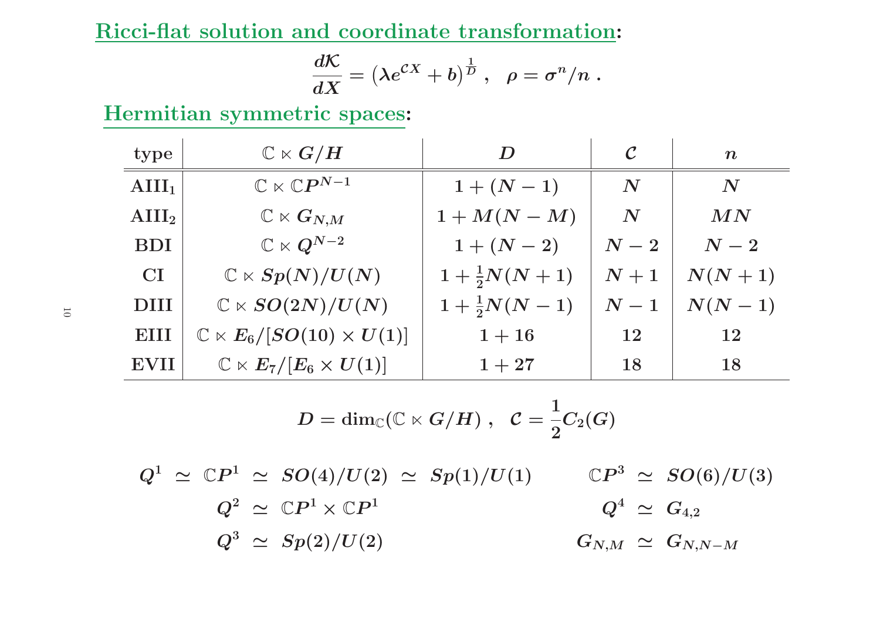**Ricci-flat solution and coordinate transformation:**

$$\frac{d\mathcal{K}}{dX} = \left(\lambda e^{\mathcal{C}X} + b\right)^{\frac{1}{D}} , \quad \rho = \sigma^n/n \ .$$

**Hermitian symmetric spaces:**

| type | $\mathbb{C} \ltimes G/H$ | $D$ | $\mathcal{C}$ | $n$ |
|---|---|---|---|---|
| $\text{AIII}_1$ | $\mathbb{C} \ltimes \mathbb{C}P^{N-1}$ | $1 + (N-1)$ | $N$ | $N$ |
| $\text{AIII}_2$ | $\mathbb{C} \ltimes G_{N,M}$ | $1 + M(N-M)$ | $N$ | $MN$ |
| BDI | $\mathbb{C} \ltimes Q^{N-2}$ | $1 + (N-2)$ | $N-2$ | $N-2$ |
| CI | $\mathbb{C} \ltimes Sp(N)/U(N)$ | $1 + \frac{1}{2}N(N+1)$ | $N+1$ | $N(N+1)$ |
| DIII | $\mathbb{C} \ltimes SO(2N)/U(N)$ | $1 + \frac{1}{2}N(N-1)$ | $N-1$ | $N(N-1)$ |
| EIII | $\mathbb{C} \ltimes E_6/[SO(10) \times U(1)]$ | $1 + 16$ | $12$ | $12$ |
| EVII | $\mathbb{C} \ltimes E_7/[E_6 \times U(1)]$ | $1 + 27$ | $18$ | $18$ |

$$D = \dim_{\mathbb{C}}(\mathbb{C} \ltimes G/H) \ , \quad \mathcal{C} = \frac{1}{2} C_2(G)$$

$$Q^1 \ \simeq \ \mathbb{C}P^1 \ \simeq \ SO(4)/U(2) \ \simeq \ Sp(1)/U(1) \qquad \mathbb{C}P^3 \ \simeq \ SO(6)/U(3)$$

$$Q^2 \ \simeq \ \mathbb{C}P^1 \times \mathbb{C}P^1 \qquad Q^4 \ \simeq \ G_{4,2}$$

$$Q^3 \ \simeq \ Sp(2)/U(2) \qquad G_{N,M} \ \simeq \ G_{N,N-M}$$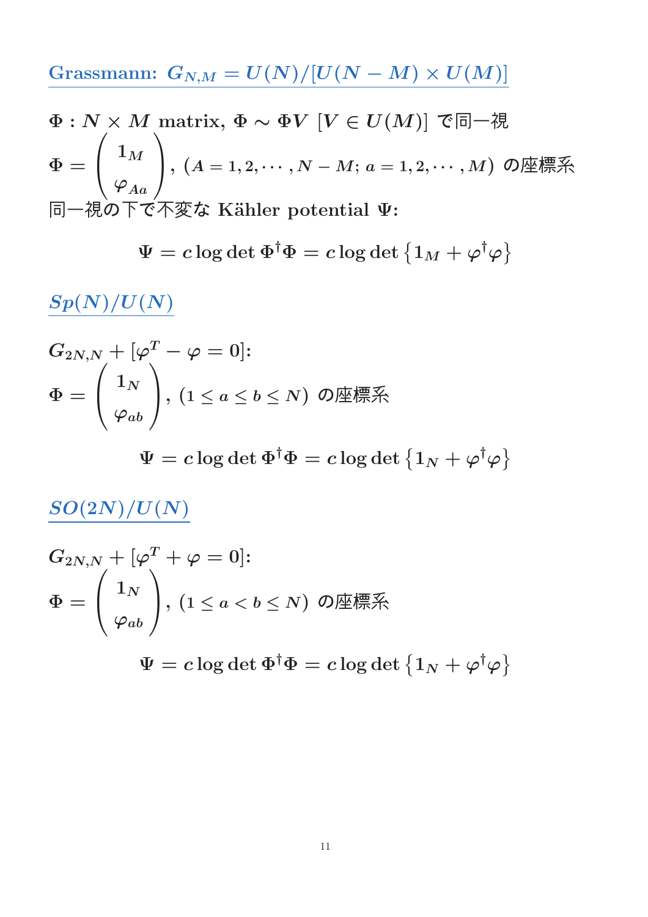## Grassmann: $G_{N,M} = U(N)/[U(N-M) \times U(M)]$

$\Phi : N \times M$ matrix, $\Phi \sim \Phi V$ $[V \in U(M)]$ で同一視

$\Phi = \begin{pmatrix} 1_M \\ \varphi_{Aa} \end{pmatrix}$, $(A = 1, 2, \cdots, N-M;\ a = 1, 2, \cdots, M)$ の座標系

同一視の下で不変な Kähler potential $\Psi$:

$$\Psi = c \log\det \Phi^\dagger \Phi = c \log\det \left\{ 1_M + \varphi^\dagger \varphi \right\}$$

## $Sp(N)/U(N)$

$G_{2N,N} + [\varphi^T - \varphi = 0]$:

$\Phi = \begin{pmatrix} 1_N \\ \varphi_{ab} \end{pmatrix}$, $(1 \leq a \leq b \leq N)$ の座標系

$$\Psi = c \log\det \Phi^\dagger \Phi = c \log\det \left\{ 1_N + \varphi^\dagger \varphi \right\}$$

## $SO(2N)/U(N)$

$G_{2N,N} + [\varphi^T + \varphi = 0]$:

$\Phi = \begin{pmatrix} 1_N \\ \varphi_{ab} \end{pmatrix}$, $(1 \leq a < b \leq N)$ の座標系

$$\Psi = c \log\det \Phi^\dagger \Phi = c \log\det \left\{ 1_N + \varphi^\dagger \varphi \right\}$$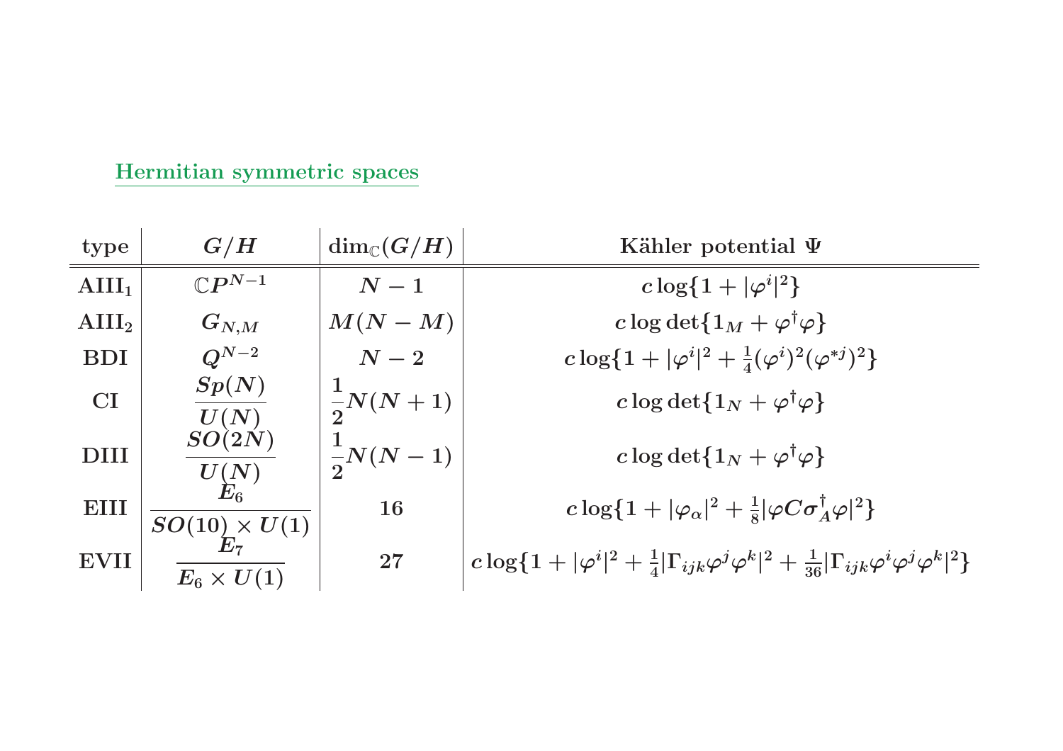## Hermitian symmetric spaces

| type | $G/H$ | $\dim_{\mathbb{C}}(G/H)$ | Kähler potential $\Psi$ |
|---|---|---|---|
| $\mathrm{AIII}_1$ | $\mathbb{C}P^{N-1}$ | $N-1$ | $c\log\{1+\lvert\varphi^i\rvert^2\}$ |
| $\mathrm{AIII}_2$ | $G_{N,M}$ | $M(N-M)$ | $c\log\det\{1_M+\varphi^\dagger\varphi\}$ |
| BDI | $Q^{N-2}$ | $N-2$ | $c\log\{1+\lvert\varphi^i\rvert^2+\frac{1}{4}(\varphi^i)^2(\varphi^{*j})^2\}$ |
| CI | $\dfrac{Sp(N)}{U(N)}$ | $\dfrac{1}{2}N(N+1)$ | $c\log\det\{1_N+\varphi^\dagger\varphi\}$ |
| DIII | $\dfrac{SO(2N)}{U(N)}$ | $\dfrac{1}{2}N(N-1)$ | $c\log\det\{1_N+\varphi^\dagger\varphi\}$ |
| EIII | $\dfrac{E_6}{SO(10)\times U(1)}$ | $16$ | $c\log\{1+\lvert\varphi_\alpha\rvert^2+\frac{1}{8}\lvert\varphi C\sigma_A^\dagger\varphi\rvert^2\}$ |
| EVII | $\dfrac{E_7}{E_6\times U(1)}$ | $27$ | $c\log\{1+\lvert\varphi^i\rvert^2+\frac{1}{4}\lvert\Gamma_{ijk}\varphi^j\varphi^k\rvert^2+\frac{1}{36}\lvert\Gamma_{ijk}\varphi^i\varphi^j\varphi^k\rvert^2\}$ |